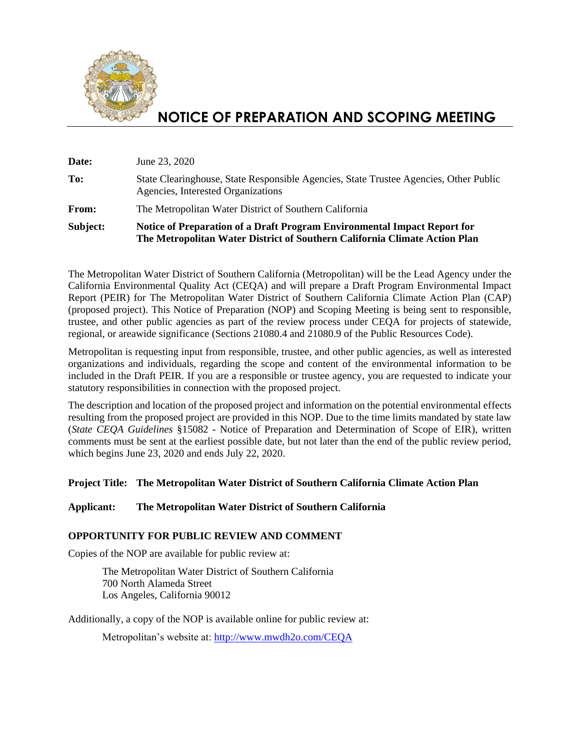# NOTICE OF PREPARATION AND SCOPING MEETING

| | |
|---|---|
| **Date:** | June 23, 2020 |
| **To:** | State Clearinghouse, State Responsible Agencies, State Trustee Agencies, Other Public Agencies, Interested Organizations |
| **From:** | The Metropolitan Water District of Southern California |
| **Subject:** | **Notice of Preparation of a Draft Program Environmental Impact Report for The Metropolitan Water District of Southern California Climate Action Plan** |

The Metropolitan Water District of Southern California (Metropolitan) will be the Lead Agency under the California Environmental Quality Act (CEQA) and will prepare a Draft Program Environmental Impact Report (PEIR) for The Metropolitan Water District of Southern California Climate Action Plan (CAP) (proposed project). This Notice of Preparation (NOP) and Scoping Meeting is being sent to responsible, trustee, and other public agencies as part of the review process under CEQA for projects of statewide, regional, or areawide significance (Sections 21080.4 and 21080.9 of the Public Resources Code).

Metropolitan is requesting input from responsible, trustee, and other public agencies, as well as interested organizations and individuals, regarding the scope and content of the environmental information to be included in the Draft PEIR. If you are a responsible or trustee agency, you are requested to indicate your statutory responsibilities in connection with the proposed project.

The description and location of the proposed project and information on the potential environmental effects resulting from the proposed project are provided in this NOP. Due to the time limits mandated by state law (*State CEQA Guidelines* §15082 - Notice of Preparation and Determination of Scope of EIR), written comments must be sent at the earliest possible date, but not later than the end of the public review period, which begins June 23, 2020 and ends July 22, 2020.

**Project Title: The Metropolitan Water District of Southern California Climate Action Plan**

**Applicant: The Metropolitan Water District of Southern California**

## OPPORTUNITY FOR PUBLIC REVIEW AND COMMENT

Copies of the NOP are available for public review at:

The Metropolitan Water District of Southern California
700 North Alameda Street
Los Angeles, California 90012

Additionally, a copy of the NOP is available online for public review at:

Metropolitan's website at: http://www.mwdh2o.com/CEQA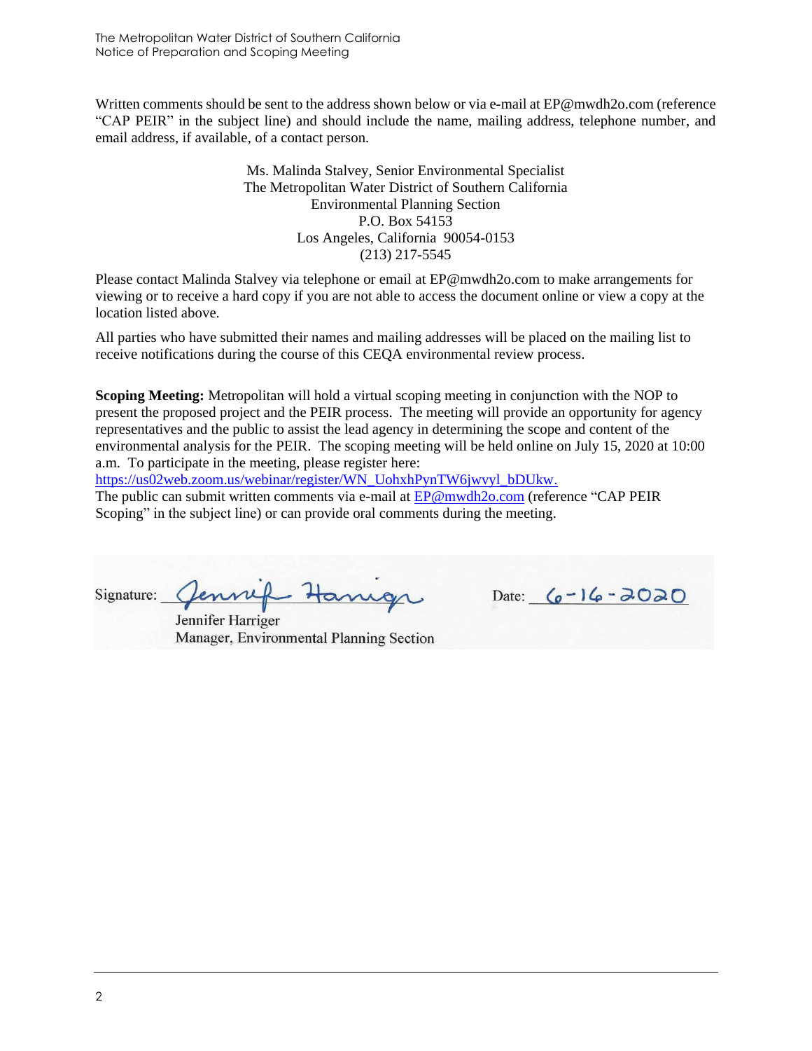Written comments should be sent to the address shown below or via e-mail at EP@mwdh2o.com (reference "CAP PEIR" in the subject line) and should include the name, mailing address, telephone number, and email address, if available, of a contact person.

Ms. Malinda Stalvey, Senior Environmental Specialist
The Metropolitan Water District of Southern California
Environmental Planning Section
P.O. Box 54153
Los Angeles, California 90054-0153
(213) 217-5545

Please contact Malinda Stalvey via telephone or email at EP@mwdh2o.com to make arrangements for viewing or to receive a hard copy if you are not able to access the document online or view a copy at the location listed above.

All parties who have submitted their names and mailing addresses will be placed on the mailing list to receive notifications during the course of this CEQA environmental review process.

**Scoping Meeting:** Metropolitan will hold a virtual scoping meeting in conjunction with the NOP to present the proposed project and the PEIR process. The meeting will provide an opportunity for agency representatives and the public to assist the lead agency in determining the scope and content of the environmental analysis for the PEIR. The scoping meeting will be held online on July 15, 2020 at 10:00 a.m. To participate in the meeting, please register here: https://us02web.zoom.us/webinar/register/WN_UohxhPynTW6jwvyl_bDUkw.
The public can submit written comments via e-mail at EP@mwdh2o.com (reference "CAP PEIR Scoping" in the subject line) or can provide oral comments during the meeting.

Signature: Jennifer Harriger Date: 6-16-2020

Jennifer Harriger
Manager, Environmental Planning Section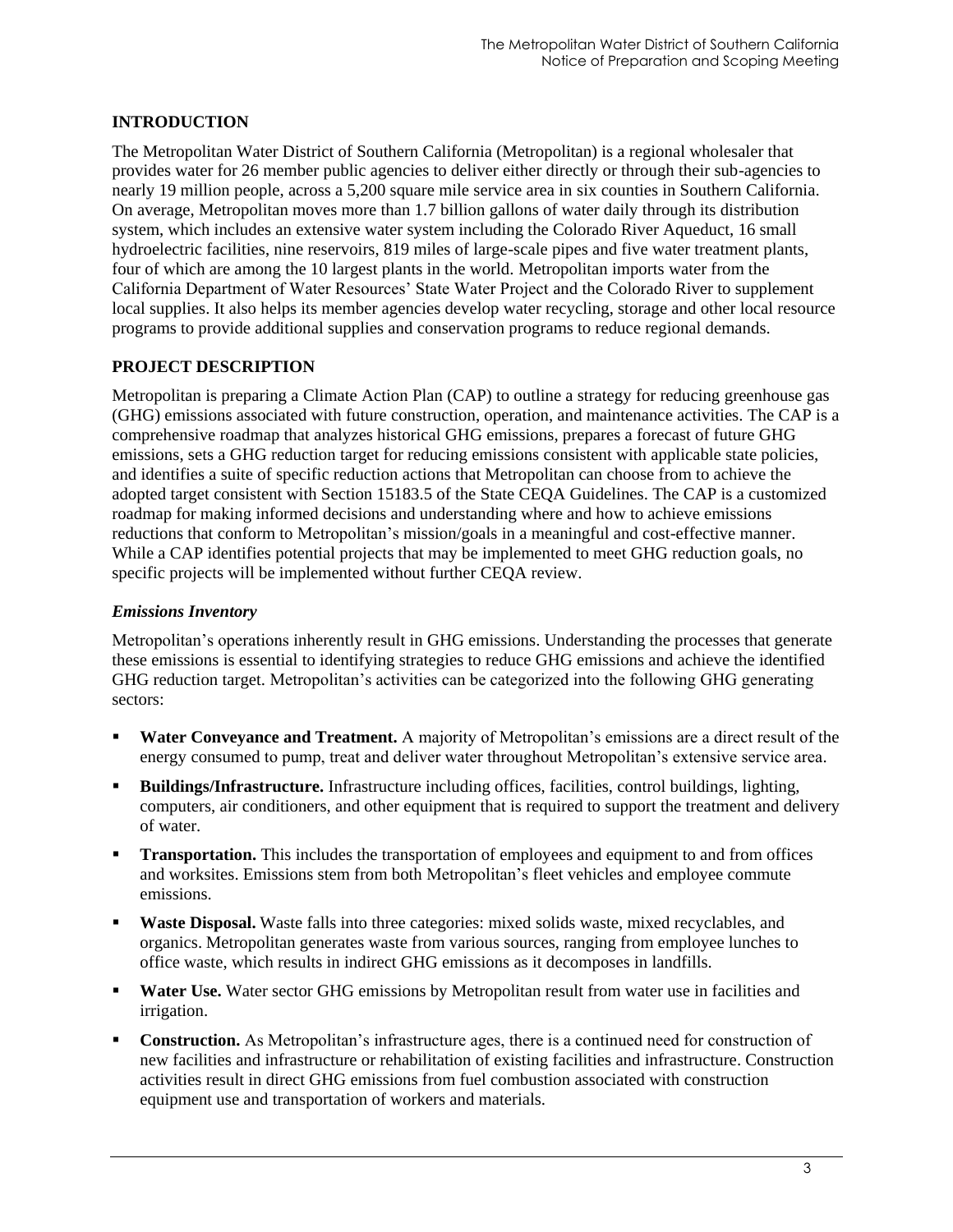## INTRODUCTION

The Metropolitan Water District of Southern California (Metropolitan) is a regional wholesaler that provides water for 26 member public agencies to deliver either directly or through their sub-agencies to nearly 19 million people, across a 5,200 square mile service area in six counties in Southern California. On average, Metropolitan moves more than 1.7 billion gallons of water daily through its distribution system, which includes an extensive water system including the Colorado River Aqueduct, 16 small hydroelectric facilities, nine reservoirs, 819 miles of large-scale pipes and five water treatment plants, four of which are among the 10 largest plants in the world. Metropolitan imports water from the California Department of Water Resources' State Water Project and the Colorado River to supplement local supplies. It also helps its member agencies develop water recycling, storage and other local resource programs to provide additional supplies and conservation programs to reduce regional demands.

## PROJECT DESCRIPTION

Metropolitan is preparing a Climate Action Plan (CAP) to outline a strategy for reducing greenhouse gas (GHG) emissions associated with future construction, operation, and maintenance activities. The CAP is a comprehensive roadmap that analyzes historical GHG emissions, prepares a forecast of future GHG emissions, sets a GHG reduction target for reducing emissions consistent with applicable state policies, and identifies a suite of specific reduction actions that Metropolitan can choose from to achieve the adopted target consistent with Section 15183.5 of the State CEQA Guidelines. The CAP is a customized roadmap for making informed decisions and understanding where and how to achieve emissions reductions that conform to Metropolitan's mission/goals in a meaningful and cost-effective manner. While a CAP identifies potential projects that may be implemented to meet GHG reduction goals, no specific projects will be implemented without further CEQA review.

### *Emissions Inventory*

Metropolitan's operations inherently result in GHG emissions. Understanding the processes that generate these emissions is essential to identifying strategies to reduce GHG emissions and achieve the identified GHG reduction target. Metropolitan's activities can be categorized into the following GHG generating sectors:

- **Water Conveyance and Treatment.** A majority of Metropolitan's emissions are a direct result of the energy consumed to pump, treat and deliver water throughout Metropolitan's extensive service area.
- **Buildings/Infrastructure.** Infrastructure including offices, facilities, control buildings, lighting, computers, air conditioners, and other equipment that is required to support the treatment and delivery of water.
- **Transportation.** This includes the transportation of employees and equipment to and from offices and worksites. Emissions stem from both Metropolitan's fleet vehicles and employee commute emissions.
- **Waste Disposal.** Waste falls into three categories: mixed solids waste, mixed recyclables, and organics. Metropolitan generates waste from various sources, ranging from employee lunches to office waste, which results in indirect GHG emissions as it decomposes in landfills.
- **Water Use.** Water sector GHG emissions by Metropolitan result from water use in facilities and irrigation.
- **Construction.** As Metropolitan's infrastructure ages, there is a continued need for construction of new facilities and infrastructure or rehabilitation of existing facilities and infrastructure. Construction activities result in direct GHG emissions from fuel combustion associated with construction equipment use and transportation of workers and materials.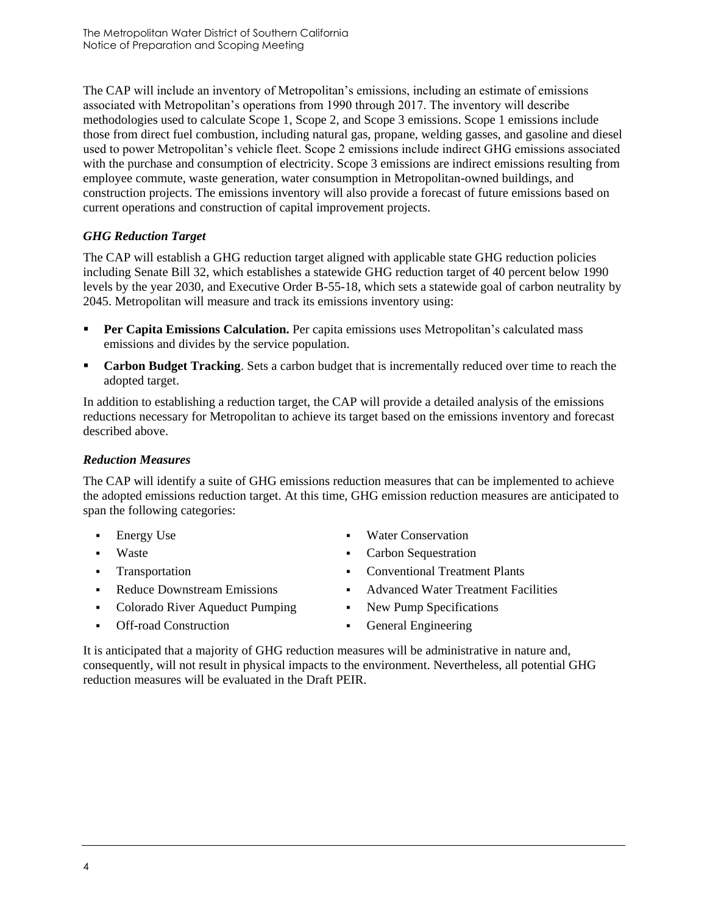The CAP will include an inventory of Metropolitan's emissions, including an estimate of emissions associated with Metropolitan's operations from 1990 through 2017. The inventory will describe methodologies used to calculate Scope 1, Scope 2, and Scope 3 emissions. Scope 1 emissions include those from direct fuel combustion, including natural gas, propane, welding gasses, and gasoline and diesel used to power Metropolitan's vehicle fleet. Scope 2 emissions include indirect GHG emissions associated with the purchase and consumption of electricity. Scope 3 emissions are indirect emissions resulting from employee commute, waste generation, water consumption in Metropolitan-owned buildings, and construction projects. The emissions inventory will also provide a forecast of future emissions based on current operations and construction of capital improvement projects.

### *GHG Reduction Target*

The CAP will establish a GHG reduction target aligned with applicable state GHG reduction policies including Senate Bill 32, which establishes a statewide GHG reduction target of 40 percent below 1990 levels by the year 2030, and Executive Order B-55-18, which sets a statewide goal of carbon neutrality by 2045. Metropolitan will measure and track its emissions inventory using:

- **Per Capita Emissions Calculation.** Per capita emissions uses Metropolitan's calculated mass emissions and divides by the service population.
- **Carbon Budget Tracking**. Sets a carbon budget that is incrementally reduced over time to reach the adopted target.

In addition to establishing a reduction target, the CAP will provide a detailed analysis of the emissions reductions necessary for Metropolitan to achieve its target based on the emissions inventory and forecast described above.

### *Reduction Measures*

The CAP will identify a suite of GHG emissions reduction measures that can be implemented to achieve the adopted emissions reduction target. At this time, GHG emission reduction measures are anticipated to span the following categories:

- Energy Use
- Waste
- Transportation
- Reduce Downstream Emissions
- Colorado River Aqueduct Pumping
- Off-road Construction
- Water Conservation
- Carbon Sequestration
- Conventional Treatment Plants
- Advanced Water Treatment Facilities
- New Pump Specifications
- General Engineering

It is anticipated that a majority of GHG reduction measures will be administrative in nature and, consequently, will not result in physical impacts to the environment. Nevertheless, all potential GHG reduction measures will be evaluated in the Draft PEIR.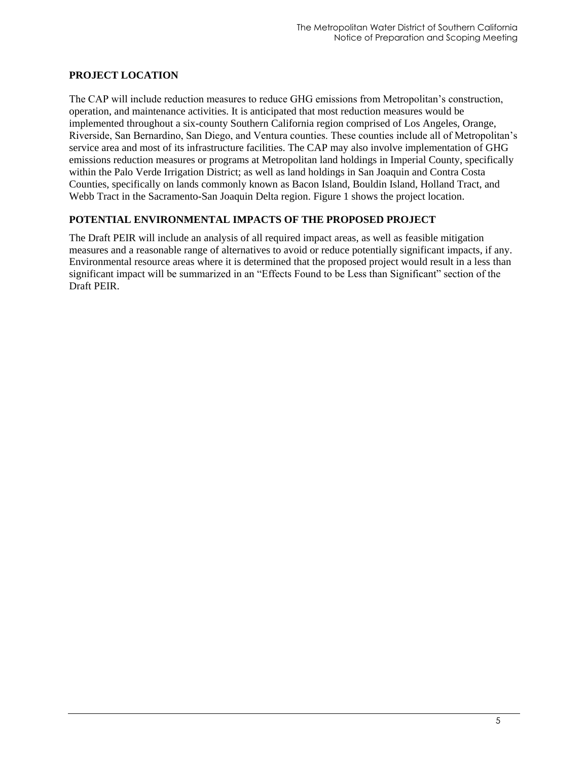## PROJECT LOCATION

The CAP will include reduction measures to reduce GHG emissions from Metropolitan's construction, operation, and maintenance activities. It is anticipated that most reduction measures would be implemented throughout a six-county Southern California region comprised of Los Angeles, Orange, Riverside, San Bernardino, San Diego, and Ventura counties. These counties include all of Metropolitan's service area and most of its infrastructure facilities. The CAP may also involve implementation of GHG emissions reduction measures or programs at Metropolitan land holdings in Imperial County, specifically within the Palo Verde Irrigation District; as well as land holdings in San Joaquin and Contra Costa Counties, specifically on lands commonly known as Bacon Island, Bouldin Island, Holland Tract, and Webb Tract in the Sacramento-San Joaquin Delta region. Figure 1 shows the project location.

## POTENTIAL ENVIRONMENTAL IMPACTS OF THE PROPOSED PROJECT

The Draft PEIR will include an analysis of all required impact areas, as well as feasible mitigation measures and a reasonable range of alternatives to avoid or reduce potentially significant impacts, if any. Environmental resource areas where it is determined that the proposed project would result in a less than significant impact will be summarized in an "Effects Found to be Less than Significant" section of the Draft PEIR.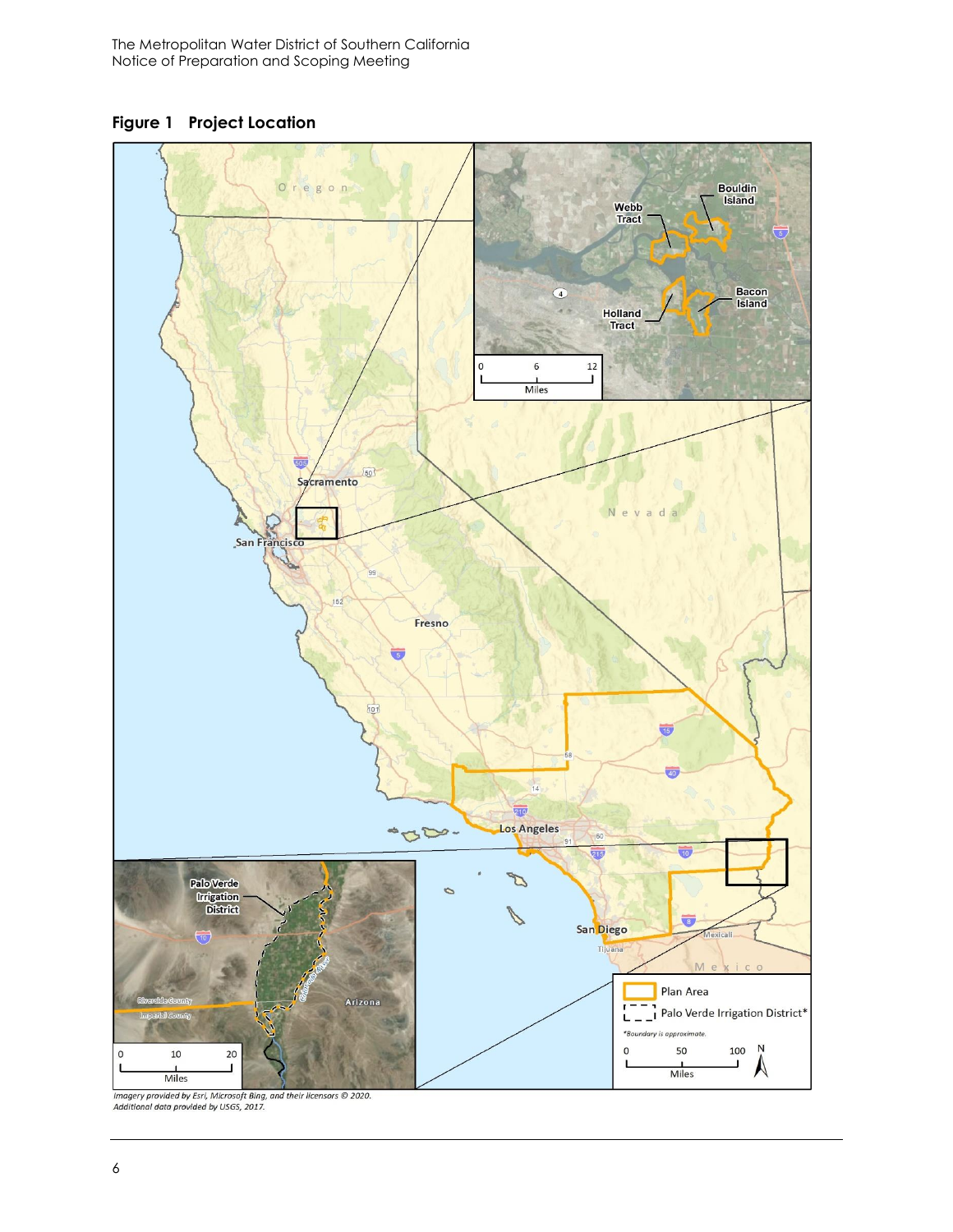## Figure 1 Project Location

Oregon

Bouldin Island

Webb Tract

Bacon Island

Holland Tract

0 6 12

Miles

Sacramento

San Francisco

Nevada

Fresno

Los Angeles

San Diego

Tijuana

Mexicali

Mexico

Palo Verde Irrigation District

Riverside County

Imperial County

Arizona

0 10 20

Miles

Plan Area

Palo Verde Irrigation District*

*Boundary is approximate.

0 50 100

Miles

N

*Imagery provided by Esri, Microsoft Bing, and their licensors © 2020.*
*Additional data provided by USGS, 2017.*